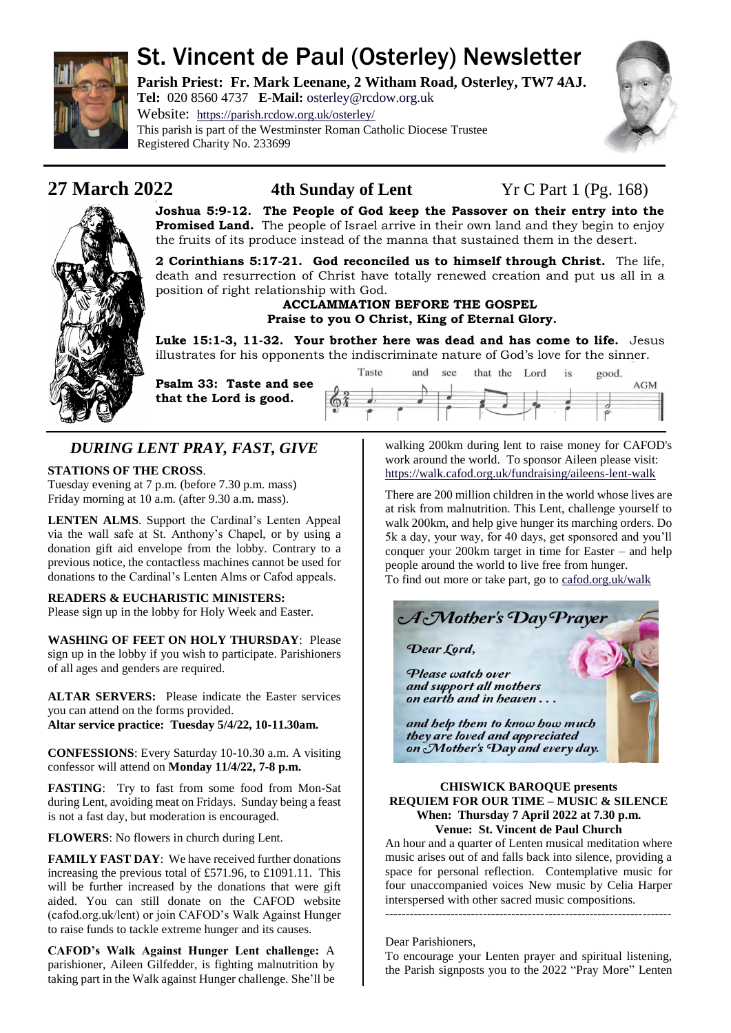# St. Vincent de Paul (Osterley) Newsletter

**Parish Priest: Fr. Mark Leenane, 2 Witham Road, Osterley, TW7 4AJ.**
**Tel:** 020 8560 4737 **E-Mail:** osterley@rcdow.org.uk
Website: https://parish.rcdow.org.uk/osterley/
This parish is part of the Westminster Roman Catholic Diocese Trustee Registered Charity No. 233699

## 27 March 2022 — 4th Sunday of Lent — Yr C Part 1 (Pg. 168)

**Joshua 5:9-12. The People of God keep the Passover on their entry into the Promised Land.** The people of Israel arrive in their own land and they begin to enjoy the fruits of its produce instead of the manna that sustained them in the desert.

**2 Corinthians 5:17-21. God reconciled us to himself through Christ.** The life, death and resurrection of Christ have totally renewed creation and put us all in a position of right relationship with God.

**ACCLAMMATION BEFORE THE GOSPEL**
**Praise to you O Christ, King of Eternal Glory.**

**Luke 15:1-3, 11-32. Your brother here was dead and has come to life.** Jesus illustrates for his opponents the indiscriminate nature of God's love for the sinner.

**Psalm 33: Taste and see that the Lord is good.**

Taste and see that the Lord is good. AGM

## *DURING LENT PRAY, FAST, GIVE*

**STATIONS OF THE CROSS**.
Tuesday evening at 7 p.m. (before 7.30 p.m. mass)
Friday morning at 10 a.m. (after 9.30 a.m. mass).

**LENTEN ALMS**. Support the Cardinal's Lenten Appeal via the wall safe at St. Anthony's Chapel, or by using a donation gift aid envelope from the lobby. Contrary to a previous notice, the contactless machines cannot be used for donations to the Cardinal's Lenten Alms or Cafod appeals.

**READERS & EUCHARISTIC MINISTERS:**
Please sign up in the lobby for Holy Week and Easter.

**WASHING OF FEET ON HOLY THURSDAY**: Please sign up in the lobby if you wish to participate. Parishioners of all ages and genders are required.

**ALTAR SERVERS:** Please indicate the Easter services you can attend on the forms provided.
**Altar service practice: Tuesday 5/4/22, 10-11.30am.**

**CONFESSIONS**: Every Saturday 10-10.30 a.m. A visiting confessor will attend on **Monday 11/4/22, 7-8 p.m.**

**FASTING**: Try to fast from some food from Mon-Sat during Lent, avoiding meat on Fridays. Sunday being a feast is not a fast day, but moderation is encouraged.

**FLOWERS**: No flowers in church during Lent.

**FAMILY FAST DAY**: We have received further donations increasing the previous total of £571.96, to £1091.11. This will be further increased by the donations that were gift aided. You can still donate on the CAFOD website (cafod.org.uk/lent) or join CAFOD's Walk Against Hunger to raise funds to tackle extreme hunger and its causes.

**CAFOD's Walk Against Hunger Lent challenge:** A parishioner, Aileen Gilfedder, is fighting malnutrition by taking part in the Walk against Hunger challenge. She'll be walking 200km during lent to raise money for CAFOD's work around the world. To sponsor Aileen please visit: https://walk.cafod.org.uk/fundraising/aileens-lent-walk

There are 200 million children in the world whose lives are at risk from malnutrition. This Lent, challenge yourself to walk 200km, and help give hunger its marching orders. Do 5k a day, your way, for 40 days, get sponsored and you'll conquer your 200km target in time for Easter – and help people around the world to live free from hunger.
To find out more or take part, go to cafod.org.uk/walk

### *A Mother's Day Prayer*

*Dear Lord,*

*Please watch over and support all mothers on earth and in heaven . . .*

*and help them to know how much they are loved and appreciated on Mother's Day and every day.*

**CHISWICK BAROQUE presents**
**REQUIEM FOR OUR TIME – MUSIC & SILENCE**
**When: Thursday 7 April 2022 at 7.30 p.m.**
**Venue: St. Vincent de Paul Church**

An hour and a quarter of Lenten musical meditation where music arises out of and falls back into silence, providing a space for personal reflection. Contemplative music for four unaccompanied voices New music by Celia Harper interspersed with other sacred music compositions.

---

Dear Parishioners,
To encourage your Lenten prayer and spiritual listening, the Parish signposts you to the 2022 "Pray More" Lenten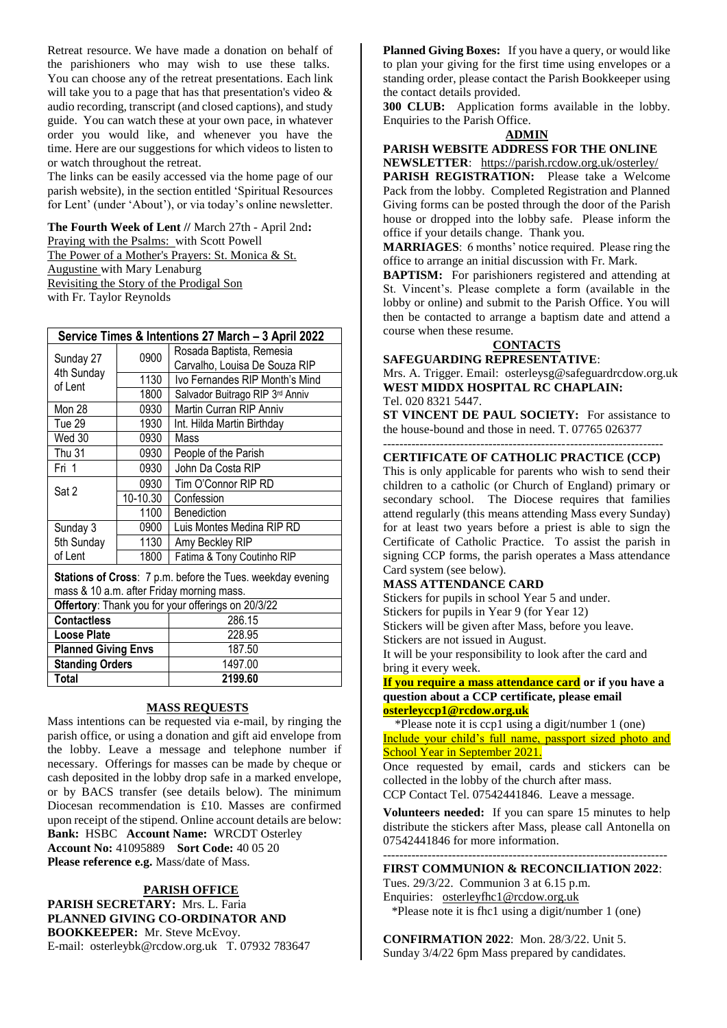Retreat resource. We have made a donation on behalf of the parishioners who may wish to use these talks. You can choose any of the retreat presentations. Each link will take you to a page that has that presentation's video & audio recording, transcript (and closed captions), and study guide. You can watch these at your own pace, in whatever order you would like, and whenever you have the time. Here are our suggestions for which videos to listen to or watch throughout the retreat.

The links can be easily accessed via the home page of our parish website), in the section entitled 'Spiritual Resources for Lent' (under 'About'), or via today's online newsletter.

**The Fourth Week of Lent //** March 27th - April 2nd**:**
Praying with the Psalms: with Scott Powell
The Power of a Mother's Prayers: St. Monica & St. Augustine with Mary Lenaburg
Revisiting the Story of the Prodigal Son with Fr. Taylor Reynolds

| Service Times & Intentions 27 March – 3 April 2022 | | |
|---|---|---|
| Sunday 27 4th Sunday of Lent | 0900 | Rosada Baptista, Remesia Carvalho, Louisa De Souza RIP |
| | 1130 | Ivo Fernandes RIP Month's Mind |
| | 1800 | Salvador Buitrago RIP 3rd Anniv |
| Mon 28 | 0930 | Martin Curran RIP Anniv |
| Tue 29 | 1930 | Int. Hilda Martin Birthday |
| Wed 30 | 0930 | Mass |
| Thu 31 | 0930 | People of the Parish |
| Fri 1 | 0930 | John Da Costa RIP |
| Sat 2 | 0930 | Tim O'Connor RIP RD |
| | 10-10.30 | Confession |
| | 1100 | Benediction |
| Sunday 3 5th Sunday of Lent | 0900 | Luis Montes Medina RIP RD |
| | 1130 | Amy Beckley RIP |
| | 1800 | Fatima & Tony Coutinho RIP |

**Stations of Cross**: 7 p.m. before the Tues. weekday evening mass & 10 a.m. after Friday morning mass.

| **Offertory**: Thank you for your offerings on 20/3/22 | |
|---|---|
| **Contactless** | 286.15 |
| **Loose Plate** | 228.95 |
| **Planned Giving Envs** | 187.50 |
| **Standing Orders** | 1497.00 |
| **Total** | **2199.60** |

## MASS REQUESTS

Mass intentions can be requested via e-mail, by ringing the parish office, or using a donation and gift aid envelope from the lobby. Leave a message and telephone number if necessary. Offerings for masses can be made by cheque or cash deposited in the lobby drop safe in a marked envelope, or by BACS transfer (see details below). The minimum Diocesan recommendation is £10. Masses are confirmed upon receipt of the stipend. Online account details are below:
**Bank:** HSBC **Account Name:** WRCDT Osterley
**Account No:** 41095889 **Sort Code:** 40 05 20
**Please reference e.g.** Mass/date of Mass.

## PARISH OFFICE

**PARISH SECRETARY:** Mrs. L. Faria
**PLANNED GIVING CO-ORDINATOR AND BOOKKEEPER:** Mr. Steve McEvoy.
E-mail: osterleybk@rcdow.org.uk T. 07932 783647

**Planned Giving Boxes:** If you have a query, or would like to plan your giving for the first time using envelopes or a standing order, please contact the Parish Bookkeeper using the contact details provided.

**300 CLUB:** Application forms available in the lobby. Enquiries to the Parish Office.

## ADMIN

**PARISH WEBSITE ADDRESS FOR THE ONLINE NEWSLETTER**: https://parish.rcdow.org.uk/osterley/

**PARISH REGISTRATION:** Please take a Welcome Pack from the lobby. Completed Registration and Planned Giving forms can be posted through the door of the Parish house or dropped into the lobby safe. Please inform the office if your details change. Thank you.

**MARRIAGES**: 6 months' notice required. Please ring the office to arrange an initial discussion with Fr. Mark.

**BAPTISM:** For parishioners registered and attending at St. Vincent's. Please complete a form (available in the lobby or online) and submit to the Parish Office. You will then be contacted to arrange a baptism date and attend a course when these resume.

## CONTACTS

**SAFEGUARDING REPRESENTATIVE**:
Mrs. A. Trigger. Email: osterleysg@safeguardrcdow.org.uk
**WEST MIDDX HOSPITAL RC CHAPLAIN:**
Tel. 020 8321 5447.

**ST VINCENT DE PAUL SOCIETY:** For assistance to the house-bound and those in need. T. 07765 026377

---

**CERTIFICATE OF CATHOLIC PRACTICE (CCP)**

This is only applicable for parents who wish to send their children to a catholic (or Church of England) primary or secondary school. The Diocese requires that families attend regularly (this means attending Mass every Sunday) for at least two years before a priest is able to sign the Certificate of Catholic Practice. To assist the parish in signing CCP forms, the parish operates a Mass attendance Card system (see below).

**MASS ATTENDANCE CARD**

Stickers for pupils in school Year 5 and under.
Stickers for pupils in Year 9 (for Year 12)
Stickers will be given after Mass, before you leave.
Stickers are not issued in August.
It will be your responsibility to look after the card and bring it every week.

**If you require a mass attendance card or if you have a question about a CCP certificate, please email osterleyccp1@rcdow.org.uk**

\*Please note it is ccp1 using a digit/number 1 (one)

Include your child's full name, passport sized photo and School Year in September 2021.

Once requested by email, cards and stickers can be collected in the lobby of the church after mass.
CCP Contact Tel. 07542441846. Leave a message.

**Volunteers needed:** If you can spare 15 minutes to help distribute the stickers after Mass, please call Antonella on 07542441846 for more information.

---

**FIRST COMMUNION & RECONCILIATION 2022**:
Tues. 29/3/22. Communion 3 at 6.15 p.m.
Enquiries: osterleyfhc1@rcdow.org.uk
\*Please note it is fhc1 using a digit/number 1 (one)

**CONFIRMATION 2022**: Mon. 28/3/22. Unit 5.
Sunday 3/4/22 6pm Mass prepared by candidates.